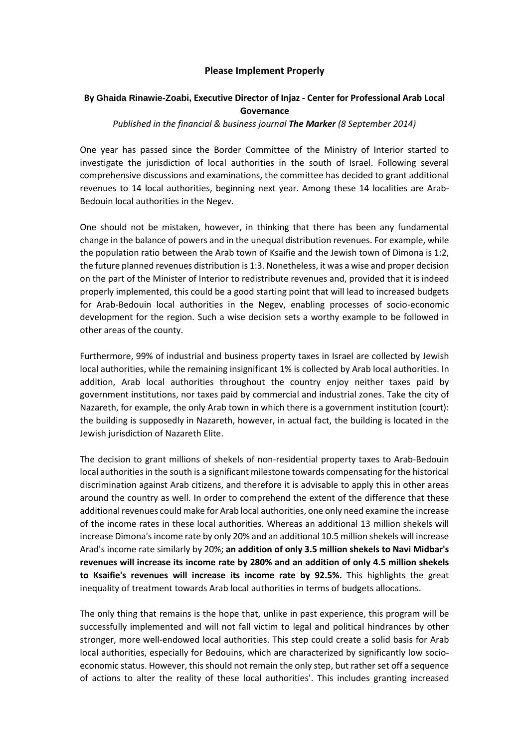# Please Implement Properly

**By Ghaida Rinawie-Zoabi, Executive Director of Injaz - Center for Professional Arab Local Governance**

*Published in the financial & business journal* ***The Marker*** *(8 September 2014)*

One year has passed since the Border Committee of the Ministry of Interior started to investigate the jurisdiction of local authorities in the south of Israel. Following several comprehensive discussions and examinations, the committee has decided to grant additional revenues to 14 local authorities, beginning next year. Among these 14 localities are Arab-Bedouin local authorities in the Negev.

One should not be mistaken, however, in thinking that there has been any fundamental change in the balance of powers and in the unequal distribution revenues. For example, while the population ratio between the Arab town of Ksaifie and the Jewish town of Dimona is 1:2, the future planned revenues distribution is 1:3. Nonetheless, it was a wise and proper decision on the part of the Minister of Interior to redistribute revenues and, provided that it is indeed properly implemented, this could be a good starting point that will lead to increased budgets for Arab-Bedouin local authorities in the Negev, enabling processes of socio-economic development for the region. Such a wise decision sets a worthy example to be followed in other areas of the county.

Furthermore, 99% of industrial and business property taxes in Israel are collected by Jewish local authorities, while the remaining insignificant 1% is collected by Arab local authorities. In addition, Arab local authorities throughout the country enjoy neither taxes paid by government institutions, nor taxes paid by commercial and industrial zones. Take the city of Nazareth, for example, the only Arab town in which there is a government institution (court): the building is supposedly in Nazareth, however, in actual fact, the building is located in the Jewish jurisdiction of Nazareth Elite.

The decision to grant millions of shekels of non-residential property taxes to Arab-Bedouin local authorities in the south is a significant milestone towards compensating for the historical discrimination against Arab citizens, and therefore it is advisable to apply this in other areas around the country as well. In order to comprehend the extent of the difference that these additional revenues could make for Arab local authorities, one only need examine the increase of the income rates in these local authorities. Whereas an additional 13 million shekels will increase Dimona's income rate by only 20% and an additional 10.5 million shekels will increase Arad's income rate similarly by 20%; **an addition of only 3.5 million shekels to Navi Midbar's revenues will increase its income rate by 280% and an addition of only 4.5 million shekels to Ksaifie's revenues will increase its income rate by 92.5%.** This highlights the great inequality of treatment towards Arab local authorities in terms of budgets allocations.

The only thing that remains is the hope that, unlike in past experience, this program will be successfully implemented and will not fall victim to legal and political hindrances by other stronger, more well-endowed local authorities. This step could create a solid basis for Arab local authorities, especially for Bedouins, which are characterized by significantly low socio-economic status. However, this should not remain the only step, but rather set off a sequence of actions to alter the reality of these local authorities'. This includes granting increased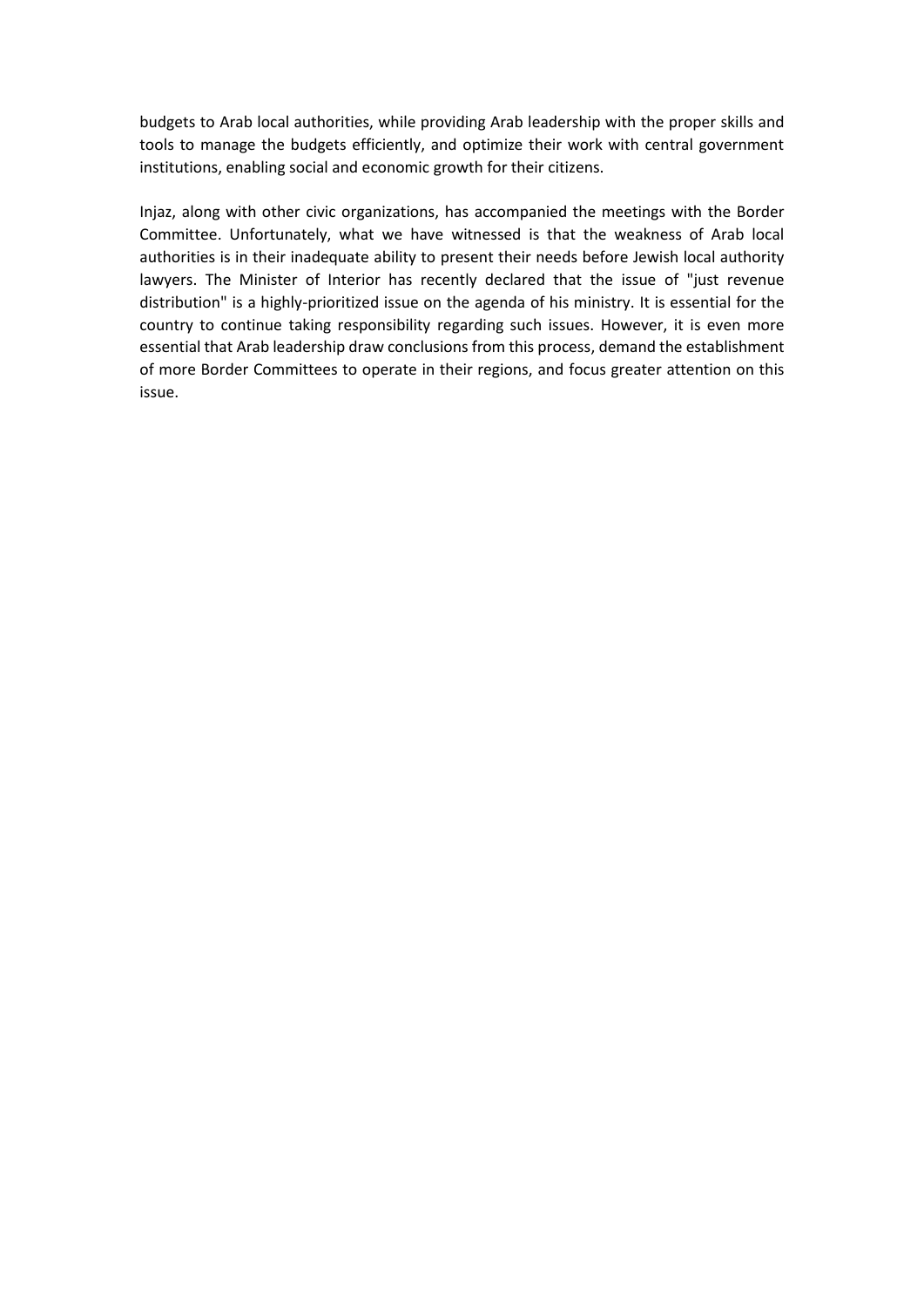budgets to Arab local authorities, while providing Arab leadership with the proper skills and tools to manage the budgets efficiently, and optimize their work with central government institutions, enabling social and economic growth for their citizens.

Injaz, along with other civic organizations, has accompanied the meetings with the Border Committee. Unfortunately, what we have witnessed is that the weakness of Arab local authorities is in their inadequate ability to present their needs before Jewish local authority lawyers. The Minister of Interior has recently declared that the issue of "just revenue distribution" is a highly-prioritized issue on the agenda of his ministry. It is essential for the country to continue taking responsibility regarding such issues. However, it is even more essential that Arab leadership draw conclusions from this process, demand the establishment of more Border Committees to operate in their regions, and focus greater attention on this issue.